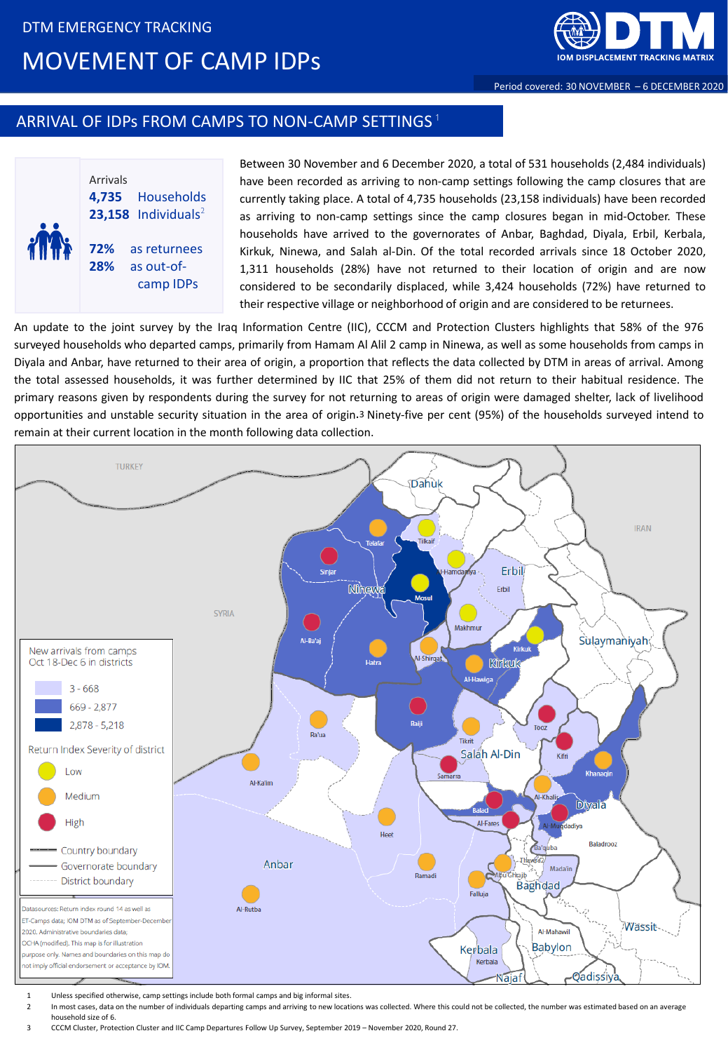DTM EMERGENCY TRACKING

# MOVEMENT OF CAMP IDPs

Period covered: 30 NOVEMBER – 6 DECEMBER 2020

## ARRIVAL OF IDPs FROM CAMPS TO NON-CAMP SETTINGS [1]

Arrivals
**4,735** Households
**23,158** Individuals[2]

**72%** as returnees
**28%** as out-of-camp IDPs

Between 30 November and 6 December 2020, a total of 531 households (2,484 individuals) have been recorded as arriving to non-camp settings following the camp closures that are currently taking place. A total of 4,735 households (23,158 individuals) have been recorded as arriving to non-camp settings since the camp closures began in mid-October. These households have arrived to the governorates of Anbar, Baghdad, Diyala, Erbil, Kerbala, Kirkuk, Ninewa, and Salah al-Din. Of the total recorded arrivals since 18 October 2020, 1,311 households (28%) have not returned to their location of origin and are now considered to be secondarily displaced, while 3,424 households (72%) have returned to their respective village or neighborhood of origin and are considered to be returnees.

An update to the joint survey by the Iraq Information Centre (IIC), CCCM and Protection Clusters highlights that 58% of the 976 surveyed households who departed camps, primarily from Hamam Al Alil 2 camp in Ninewa, as well as some households from camps in Diyala and Anbar, have returned to their area of origin, a proportion that reflects the data collected by DTM in areas of arrival. Among the total assessed households, it was further determined by IIC that 25% of them did not return to their habitual residence. The primary reasons given by respondents during the survey for not returning to areas of origin were damaged shelter, lack of livelihood opportunities and unstable security situation in the area of origin.[3] Ninety-five per cent (95%) of the households surveyed intend to remain at their current location in the month following data collection.

New arrivals from camps Oct 18-Dec 6 in districts
- 3 - 668
- 669 - 2,877
- 2,878 - 5,218

Return Index Severity of district
- Low
- Medium
- High

- Country boundary
- Governorate boundary
- District boundary

Datasources: Return index round 14 as well as ET-Camps data; IOM DTM as of September-December 2020. Administrative boundaries data; OCHA (modified). This map is for illustration purpose only. Names and boundaries on this map do not imply official endorsement or acceptance by IOM.

1 Unless specified otherwise, camp settings include both formal camps and big informal sites.
2 In most cases, data on the number of individuals departing camps and arriving to new locations was collected. Where this could not be collected, the number was estimated based on an average household size of 6.
3 CCCM Cluster, Protection Cluster and IIC Camp Departures Follow Up Survey, September 2019 – November 2020, Round 27.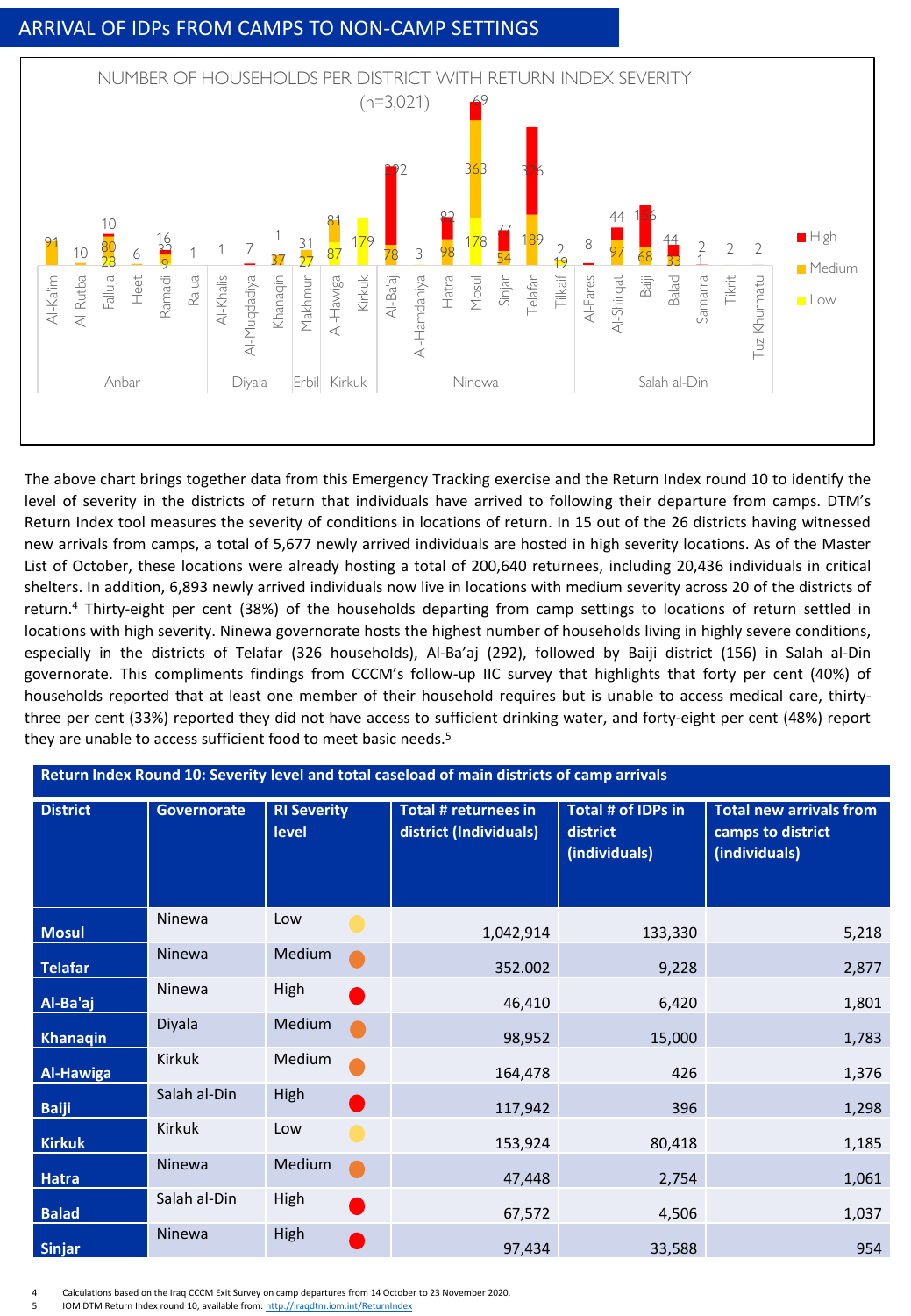## ARRIVAL OF IDPs FROM CAMPS TO NON-CAMP SETTINGS

NUMBER OF HOUSEHOLDS PER DISTRICT WITH RETURN INDEX SEVERITY (n=3,021)

The above chart brings together data from this Emergency Tracking exercise and the Return Index round 10 to identify the level of severity in the districts of return that individuals have arrived to following their departure from camps. DTM's Return Index tool measures the severity of conditions in locations of return. In 15 out of the 26 districts having witnessed new arrivals from camps, a total of 5,677 newly arrived individuals are hosted in high severity locations. As of the Master List of October, these locations were already hosting a total of 200,640 returnees, including 20,436 individuals in critical shelters. In addition, 6,893 newly arrived individuals now live in locations with medium severity across 20 of the districts of return.[4] Thirty-eight per cent (38%) of the households departing from camp settings to locations of return settled in locations with high severity. Ninewa governorate hosts the highest number of households living in highly severe conditions, especially in the districts of Telafar (326 households), Al-Ba'aj (292), followed by Baiji district (156) in Salah al-Din governorate. This compliments findings from CCCM's follow-up IIC survey that highlights that forty per cent (40%) of households reported that at least one member of their household requires but is unable to access medical care, thirty-three per cent (33%) reported they did not have access to sufficient drinking water, and forty-eight per cent (48%) report they are unable to access sufficient food to meet basic needs.[5]

**Return Index Round 10: Severity level and total caseload of main districts of camp arrivals**

| District | Governorate | RI Severity level | Total # returnees in district (Individuals) | Total # of IDPs in district (individuals) | Total new arrivals from camps to district (individuals) |
|---|---|---|---|---|---|
| **Mosul** | Ninewa | Low | 1,042,914 | 133,330 | 5,218 |
| **Telafar** | Ninewa | Medium | 352.002 | 9,228 | 2,877 |
| **Al-Ba'aj** | Ninewa | High | 46,410 | 6,420 | 1,801 |
| **Khanaqin** | Diyala | Medium | 98,952 | 15,000 | 1,783 |
| **Al-Hawiga** | Kirkuk | Medium | 164,478 | 426 | 1,376 |
| **Baiji** | Salah al-Din | High | 117,942 | 396 | 1,298 |
| **Kirkuk** | Kirkuk | Low | 153,924 | 80,418 | 1,185 |
| **Hatra** | Ninewa | Medium | 47,448 | 2,754 | 1,061 |
| **Balad** | Salah al-Din | High | 67,572 | 4,506 | 1,037 |
| **Sinjar** | Ninewa | High | 97,434 | 33,588 | 954 |

[4] Calculations based on the Iraq CCCM Exit Survey on camp departures from 14 October to 23 November 2020.

[5] IOM DTM Return Index round 10, available from: http://iraqdtm.iom.int/ReturnIndex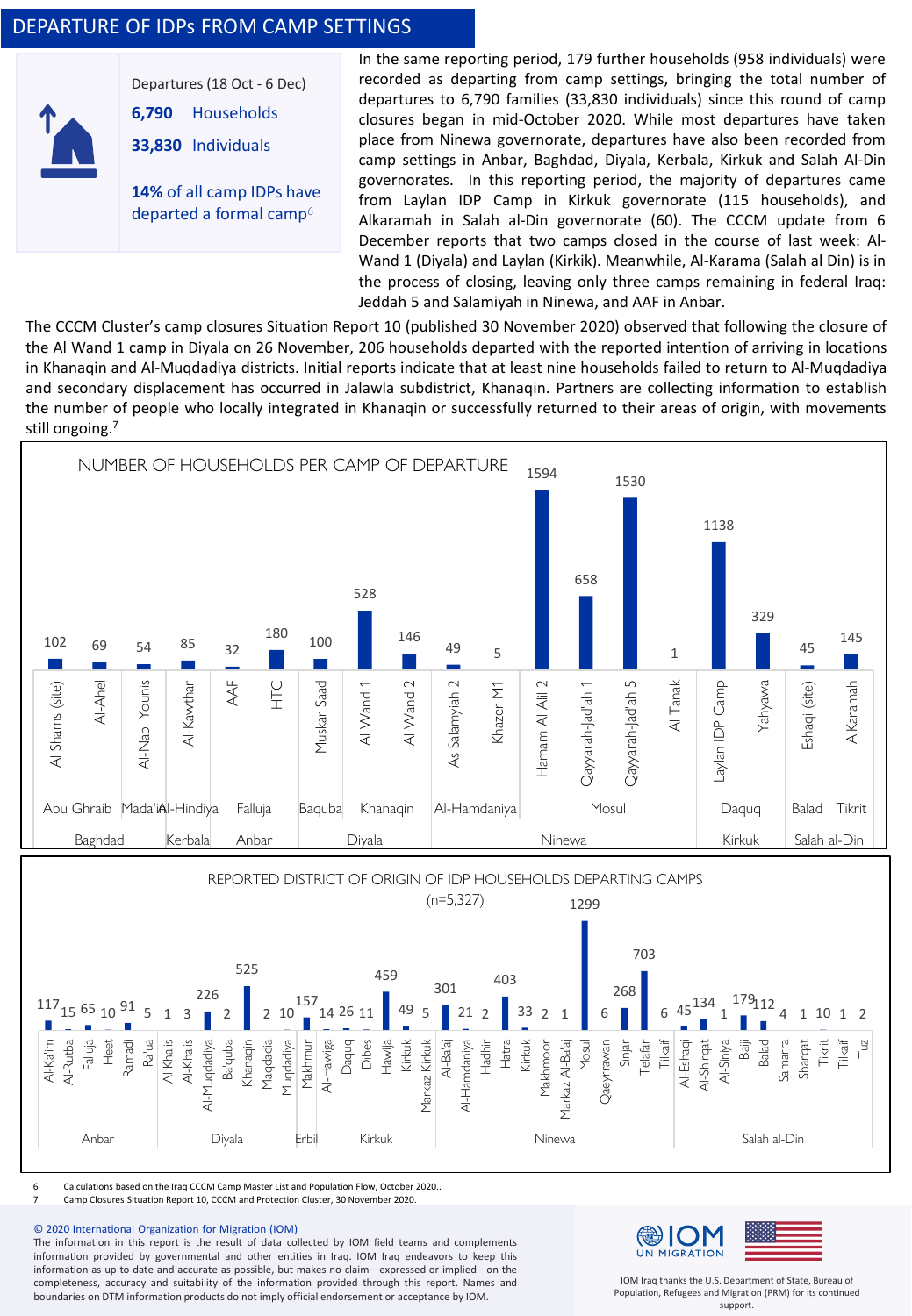## DEPARTURE OF IDPs FROM CAMP SETTINGS

Departures (18 Oct - 6 Dec)

**6,790** Households

**33,830** Individuals

**14%** of all camp IDPs have departed a formal camp[6]

In the same reporting period, 179 further households (958 individuals) were recorded as departing from camp settings, bringing the total number of departures to 6,790 families (33,830 individuals) since this round of camp closures began in mid-October 2020. While most departures have taken place from Ninewa governorate, departures have also been recorded from camp settings in Anbar, Baghdad, Diyala, Kerbala, Kirkuk and Salah Al-Din governorates. In this reporting period, the majority of departures came from Laylan IDP Camp in Kirkuk governorate (115 households), and Alkaramah in Salah al-Din governorate (60). The CCCM update from 6 December reports that two camps closed in the course of last week: Al-Wand 1 (Diyala) and Laylan (Kirkik). Meanwhile, Al-Karama (Salah al Din) is in the process of closing, leaving only three camps remaining in federal Iraq: Jeddah 5 and Salamiyah in Ninewa, and AAF in Anbar.

The CCCM Cluster's camp closures Situation Report 10 (published 30 November 2020) observed that following the closure of the Al Wand 1 camp in Diyala on 26 November, 206 households departed with the reported intention of arriving in locations in Khanaqin and Al-Muqdadiya districts. Initial reports indicate that at least nine households failed to return to Al-Muqdadiya and secondary displacement has occurred in Jalawla subdistrict, Khanaqin. Partners are collecting information to establish the number of people who locally integrated in Khanaqin or successfully returned to their areas of origin, with movements still ongoing.[7]

NUMBER OF HOUSEHOLDS PER CAMP OF DEPARTURE

102 Al Shams (site) – Abu Ghraib – Baghdad
69 Al-Ahel – Abu Ghraib – Baghdad
54 Al-Nabi Younis – Mada'in – Baghdad
85 Al-Kawthar – Al-Hindiya – Kerbala
32 AAF – Falluja – Anbar
180 HTC – Falluja – Anbar
100 Muskar Saad – Baquba – Diyala
528 Al Wand 1 – Khanaqin – Diyala
146 Al Wand 2 – Khanaqin – Diyala
49 As Salamyiah 2 – Al-Hamdaniya – Ninewa
5 Khazer M1 – Al-Hamdaniya – Ninewa
1594 Hamam Al Alil 2 – Mosul – Ninewa
658 Qayyarah-Jad'ah 1 – Mosul – Ninewa
1530 Qayyarah-Jad'ah 5 – Mosul – Ninewa
1 Al Tanak – Mosul – Ninewa
1138 Laylan IDP Camp – Daquq – Kirkuk
329 Yahyawa – Daquq – Kirkuk
45 Eshaqi (site) – Balad – Salah al-Din
145 AlKaramah – Tikrit – Salah al-Din

REPORTED DISTRICT OF ORIGIN OF IDP HOUSEHOLDS DEPARTING CAMPS
(n=5,327)

Anbar: Al-Ka'im 117, Al-Rutba 15, Falluja 65, Heet 10, Ramadi 91, Ra'ua 5
Diyala: Al Khalis 1, Al-Khalis 3, Al-Muqdadiya 226, Ba'quba 2, Khanaqin 525, Maqdadia 2, Muqdadiya 10
Erbil: Makhmur 157
Kirkuk: Al-Hawiga 14, Daquq 26, Dibes 11, Hawija 459, Kirkuk 49, Markaz Kirkuk 5
Ninewa: Al-Ba'aj 301, Al-Hamdaniya 21, Hadhir 2, Hatra 403, Kirkuk 33, Makhmoor 2, Markaz Al-Ba'aj 1, Mosul 1299, Qaeyrrawan 6, Sinjar 268, Telafar 703, Tilkaif 6
Salah al-Din: Al-Eshaqi 45, Al-Shirqat 134, Al-Siniya 1, Baiji 179, Balad 112, Samarra 4, Sharqat 1, Tikrit 10, Tilkaif 1, Tuz 2

6 Calculations based on the Iraq CCCM Camp Master List and Population Flow, October 2020..
7 Camp Closures Situation Report 10, CCCM and Protection Cluster, 30 November 2020.

© 2020 International Organization for Migration (IOM)
The information in this report is the result of data collected by IOM field teams and complements information provided by governmental and other entities in Iraq. IOM Iraq endeavors to keep this information as up to date and accurate as possible, but makes no claim—expressed or implied—on the completeness, accuracy and suitability of the information provided through this report. Names and boundaries on DTM information products do not imply official endorsement or acceptance by IOM.

IOM Iraq thanks the U.S. Department of State, Bureau of Population, Refugees and Migration (PRM) for its continued support.